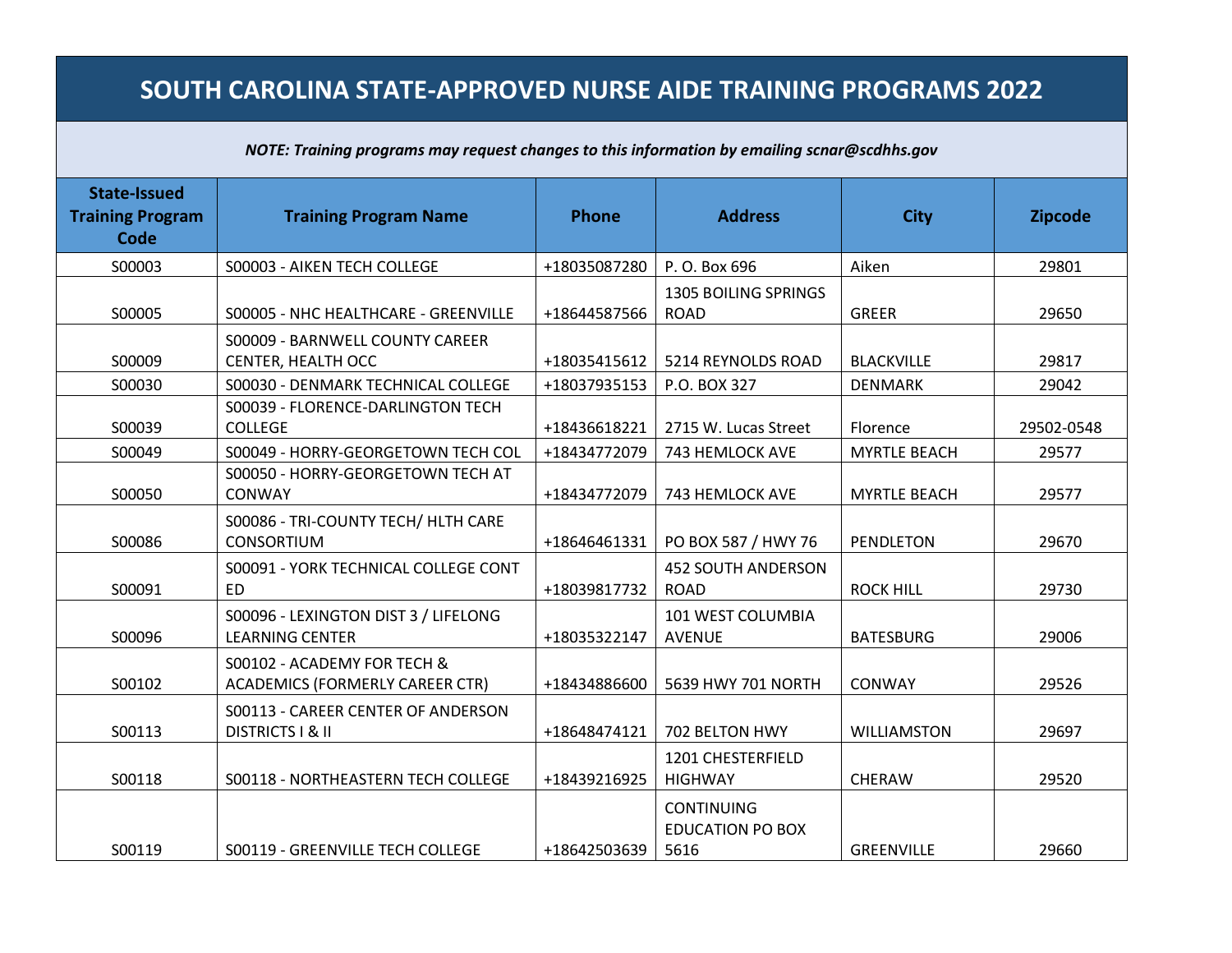# SOUTH CAROLINA STATE-APPROVED NURSE AIDE TRAINING PROGRAMS 2022

*NOTE: Training programs may request changes to this information by emailing scnar@scdhhs.gov*

| State-Issued Training Program Code | Training Program Name | Phone | Address | City | Zipcode |
|---|---|---|---|---|---|
| S00003 | S00003 - AIKEN TECH COLLEGE | +18035087280 | P. O. Box 696 | Aiken | 29801 |
| S00005 | S00005 - NHC HEALTHCARE - GREENVILLE | +18644587566 | 1305 BOILING SPRINGS ROAD | GREER | 29650 |
| S00009 | S00009 - BARNWELL COUNTY CAREER CENTER, HEALTH OCC | +18035415612 | 5214 REYNOLDS ROAD | BLACKVILLE | 29817 |
| S00030 | S00030 - DENMARK TECHNICAL COLLEGE | +18037935153 | P.O. BOX 327 | DENMARK | 29042 |
| S00039 | S00039 - FLORENCE-DARLINGTON TECH COLLEGE | +18436618221 | 2715 W. Lucas Street | Florence | 29502-0548 |
| S00049 | S00049 - HORRY-GEORGETOWN TECH COL | +18434772079 | 743 HEMLOCK AVE | MYRTLE BEACH | 29577 |
| S00050 | S00050 - HORRY-GEORGETOWN TECH AT CONWAY | +18434772079 | 743 HEMLOCK AVE | MYRTLE BEACH | 29577 |
| S00086 | S00086 - TRI-COUNTY TECH/ HLTH CARE CONSORTIUM | +18646461331 | PO BOX 587 / HWY 76 | PENDLETON | 29670 |
| S00091 | S00091 - YORK TECHNICAL COLLEGE CONT ED | +18039817732 | 452 SOUTH ANDERSON ROAD | ROCK HILL | 29730 |
| S00096 | S00096 - LEXINGTON DIST 3 / LIFELONG LEARNING CENTER | +18035322147 | 101 WEST COLUMBIA AVENUE | BATESBURG | 29006 |
| S00102 | S00102 - ACADEMY FOR TECH & ACADEMICS (FORMERLY CAREER CTR) | +18434886600 | 5639 HWY 701 NORTH | CONWAY | 29526 |
| S00113 | S00113 - CAREER CENTER OF ANDERSON DISTRICTS I & II | +18648474121 | 702 BELTON HWY | WILLIAMSTON | 29697 |
| S00118 | S00118 - NORTHEASTERN TECH COLLEGE | +18439216925 | 1201 CHESTERFIELD HIGHWAY | CHERAW | 29520 |
| S00119 | S00119 - GREENVILLE TECH COLLEGE | +18642503639 | CONTINUING EDUCATION PO BOX 5616 | GREENVILLE | 29660 |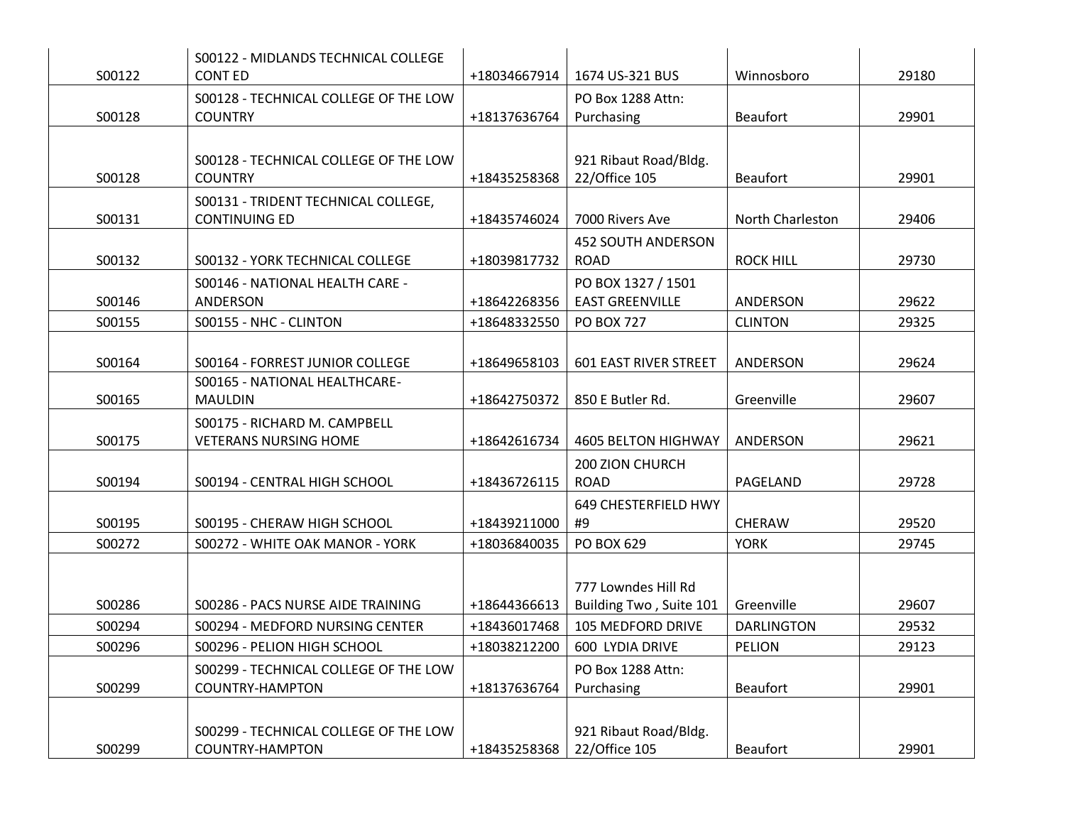| | | | | | |
|---|---|---|---|---|---|
| S00122 | S00122 - MIDLANDS TECHNICAL COLLEGE CONT ED | +18034667914 | 1674 US-321 BUS | Winnosboro | 29180 |
| S00128 | S00128 - TECHNICAL COLLEGE OF THE LOW COUNTRY | +18137636764 | PO Box 1288 Attn: Purchasing | Beaufort | 29901 |
| S00128 | S00128 - TECHNICAL COLLEGE OF THE LOW COUNTRY | +18435258368 | 921 Ribaut Road/Bldg. 22/Office 105 | Beaufort | 29901 |
| S00131 | S00131 - TRIDENT TECHNICAL COLLEGE, CONTINUING ED | +18435746024 | 7000 Rivers Ave | North Charleston | 29406 |
| S00132 | S00132 - YORK TECHNICAL COLLEGE | +18039817732 | 452 SOUTH ANDERSON ROAD | ROCK HILL | 29730 |
| S00146 | S00146 - NATIONAL HEALTH CARE - ANDERSON | +18642268356 | PO BOX 1327 / 1501 EAST GREENVILLE | ANDERSON | 29622 |
| S00155 | S00155 - NHC - CLINTON | +18648332550 | PO BOX 727 | CLINTON | 29325 |
| S00164 | S00164 - FORREST JUNIOR COLLEGE | +18649658103 | 601 EAST RIVER STREET | ANDERSON | 29624 |
| S00165 | S00165 - NATIONAL HEALTHCARE-MAULDIN | +18642750372 | 850 E Butler Rd. | Greenville | 29607 |
| S00175 | S00175 - RICHARD M. CAMPBELL VETERANS NURSING HOME | +18642616734 | 4605 BELTON HIGHWAY | ANDERSON | 29621 |
| S00194 | S00194 - CENTRAL HIGH SCHOOL | +18436726115 | 200 ZION CHURCH ROAD | PAGELAND | 29728 |
| S00195 | S00195 - CHERAW HIGH SCHOOL | +18439211000 | 649 CHESTERFIELD HWY #9 | CHERAW | 29520 |
| S00272 | S00272 - WHITE OAK MANOR - YORK | +18036840035 | PO BOX 629 | YORK | 29745 |
| S00286 | S00286 - PACS NURSE AIDE TRAINING | +18644366613 | 777 Lowndes Hill Rd Building Two , Suite 101 | Greenville | 29607 |
| S00294 | S00294 - MEDFORD NURSING CENTER | +18436017468 | 105 MEDFORD DRIVE | DARLINGTON | 29532 |
| S00296 | S00296 - PELION HIGH SCHOOL | +18038212200 | 600 LYDIA DRIVE | PELION | 29123 |
| S00299 | S00299 - TECHNICAL COLLEGE OF THE LOW COUNTRY-HAMPTON | +18137636764 | PO Box 1288 Attn: Purchasing | Beaufort | 29901 |
| S00299 | S00299 - TECHNICAL COLLEGE OF THE LOW COUNTRY-HAMPTON | +18435258368 | 921 Ribaut Road/Bldg. 22/Office 105 | Beaufort | 29901 |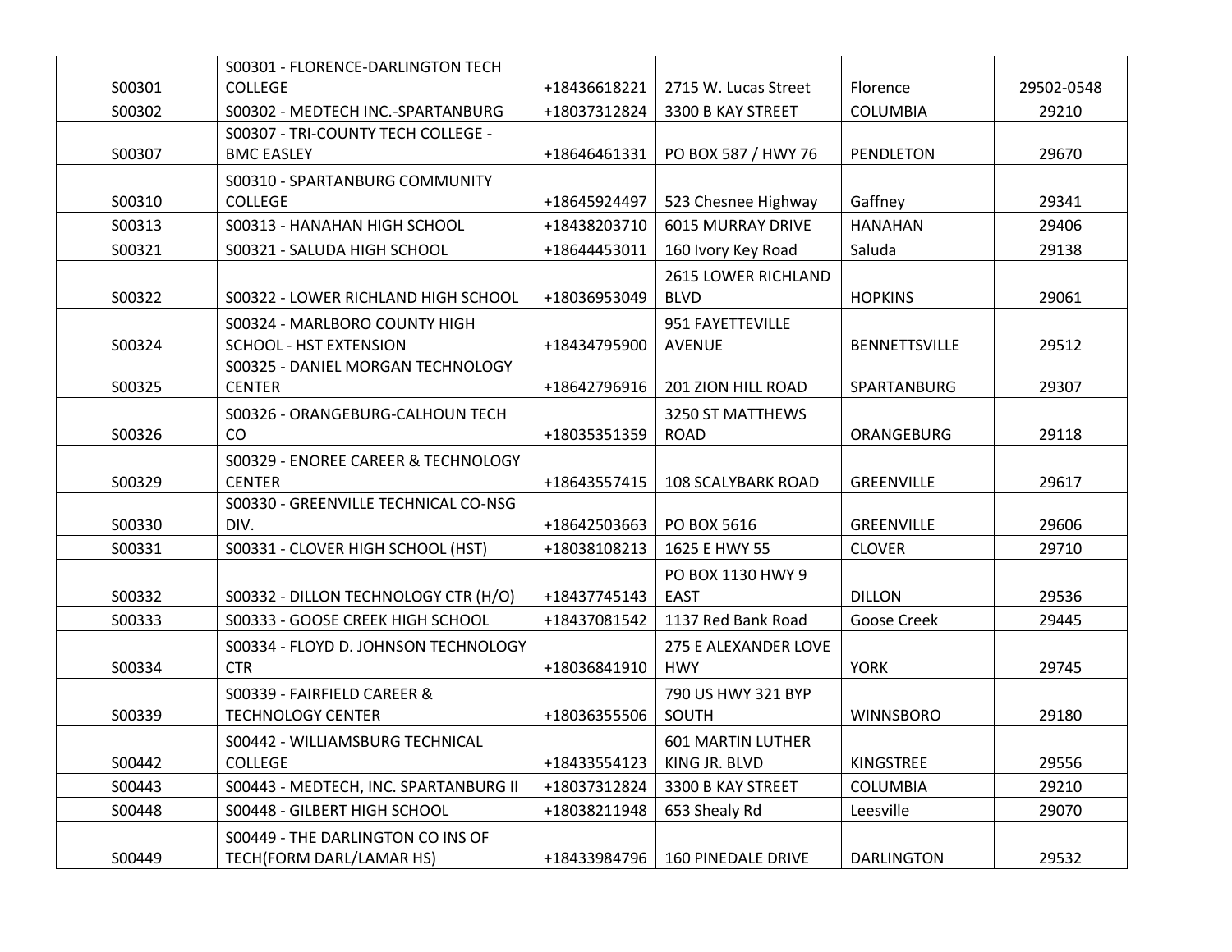| S00301 | S00301 - FLORENCE-DARLINGTON TECH COLLEGE | +18436618221 | 2715 W. Lucas Street | Florence | 29502-0548 |
|---|---|---|---|---|---|
| S00302 | S00302 - MEDTECH INC.-SPARTANBURG | +18037312824 | 3300 B KAY STREET | COLUMBIA | 29210 |
| S00307 | S00307 - TRI-COUNTY TECH COLLEGE - BMC EASLEY | +18646461331 | PO BOX 587 / HWY 76 | PENDLETON | 29670 |
| S00310 | S00310 - SPARTANBURG COMMUNITY COLLEGE | +18645924497 | 523 Chesnee Highway | Gaffney | 29341 |
| S00313 | S00313 - HANAHAN HIGH SCHOOL | +18438203710 | 6015 MURRAY DRIVE | HANAHAN | 29406 |
| S00321 | S00321 - SALUDA HIGH SCHOOL | +18644453011 | 160 Ivory Key Road | Saluda | 29138 |
| S00322 | S00322 - LOWER RICHLAND HIGH SCHOOL | +18036953049 | 2615 LOWER RICHLAND BLVD | HOPKINS | 29061 |
| S00324 | S00324 - MARLBORO COUNTY HIGH SCHOOL - HST EXTENSION | +18434795900 | 951 FAYETTEVILLE AVENUE | BENNETTSVILLE | 29512 |
| S00325 | S00325 - DANIEL MORGAN TECHNOLOGY CENTER | +18642796916 | 201 ZION HILL ROAD | SPARTANBURG | 29307 |
| S00326 | S00326 - ORANGEBURG-CALHOUN TECH CO | +18035351359 | 3250 ST MATTHEWS ROAD | ORANGEBURG | 29118 |
| S00329 | S00329 - ENOREE CAREER & TECHNOLOGY CENTER | +18643557415 | 108 SCALYBARK ROAD | GREENVILLE | 29617 |
| S00330 | S00330 - GREENVILLE TECHNICAL CO-NSG DIV. | +18642503663 | PO BOX 5616 | GREENVILLE | 29606 |
| S00331 | S00331 - CLOVER HIGH SCHOOL (HST) | +18038108213 | 1625 E HWY 55 | CLOVER | 29710 |
| S00332 | S00332 - DILLON TECHNOLOGY CTR (H/O) | +18437745143 | PO BOX 1130 HWY 9 EAST | DILLON | 29536 |
| S00333 | S00333 - GOOSE CREEK HIGH SCHOOL | +18437081542 | 1137 Red Bank Road | Goose Creek | 29445 |
| S00334 | S00334 - FLOYD D. JOHNSON TECHNOLOGY CTR | +18036841910 | 275 E ALEXANDER LOVE HWY | YORK | 29745 |
| S00339 | S00339 - FAIRFIELD CAREER & TECHNOLOGY CENTER | +18036355506 | 790 US HWY 321 BYP SOUTH | WINNSBORO | 29180 |
| S00442 | S00442 - WILLIAMSBURG TECHNICAL COLLEGE | +18433554123 | 601 MARTIN LUTHER KING JR. BLVD | KINGSTREE | 29556 |
| S00443 | S00443 - MEDTECH, INC. SPARTANBURG II | +18037312824 | 3300 B KAY STREET | COLUMBIA | 29210 |
| S00448 | S00448 - GILBERT HIGH SCHOOL | +18038211948 | 653 Shealy Rd | Leesville | 29070 |
| S00449 | S00449 - THE DARLINGTON CO INS OF TECH(FORM DARL/LAMAR HS) | +18433984796 | 160 PINEDALE DRIVE | DARLINGTON | 29532 |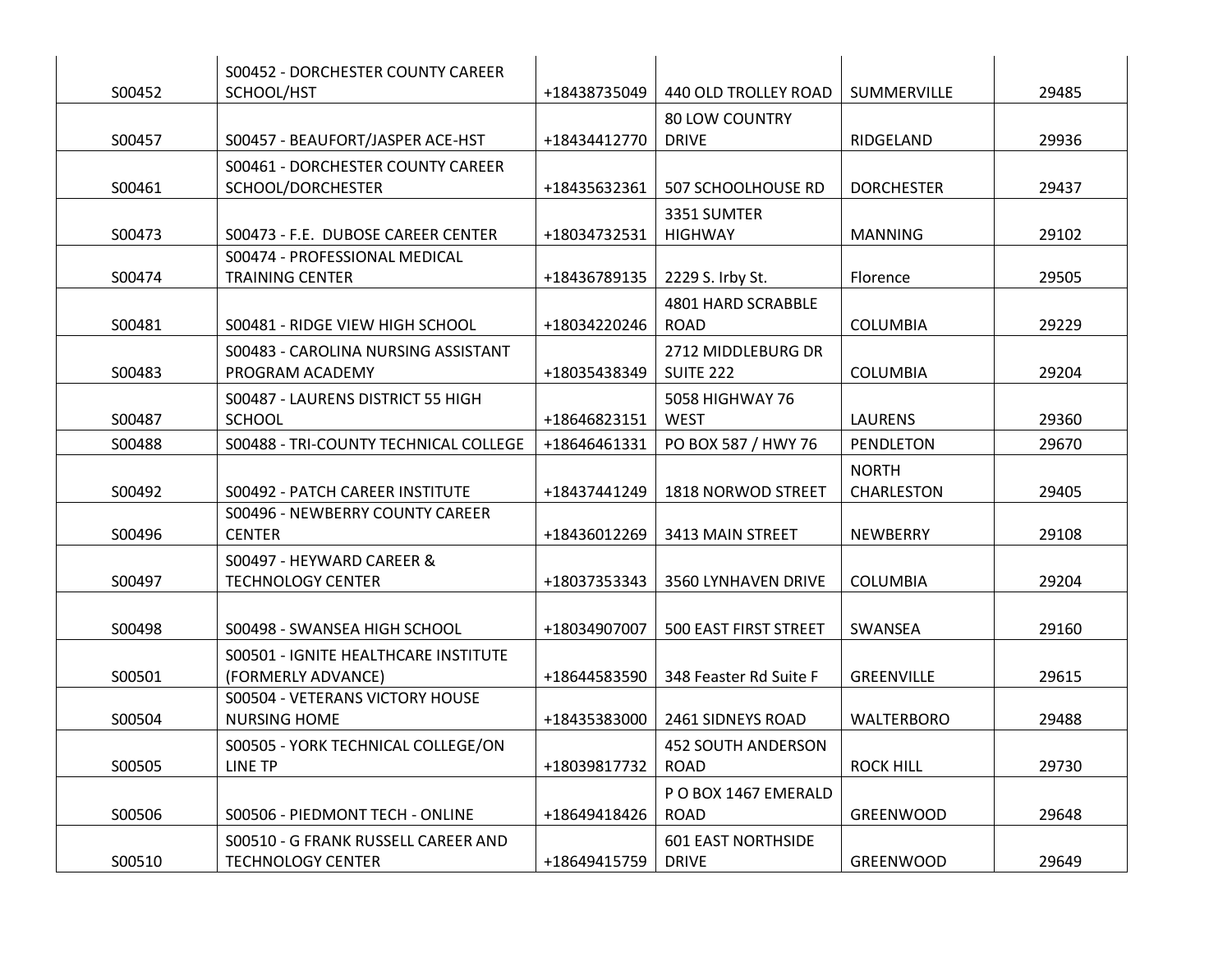| | | | | | |
|---|---|---|---|---|---|
| S00452 | S00452 - DORCHESTER COUNTY CAREER SCHOOL/HST | +18438735049 | 440 OLD TROLLEY ROAD | SUMMERVILLE | 29485 |
| S00457 | S00457 - BEAUFORT/JASPER ACE-HST | +18434412770 | 80 LOW COUNTRY DRIVE | RIDGELAND | 29936 |
| S00461 | S00461 - DORCHESTER COUNTY CAREER SCHOOL/DORCHESTER | +18435632361 | 507 SCHOOLHOUSE RD | DORCHESTER | 29437 |
| S00473 | S00473 - F.E. DUBOSE CAREER CENTER | +18034732531 | 3351 SUMTER HIGHWAY | MANNING | 29102 |
| S00474 | S00474 - PROFESSIONAL MEDICAL TRAINING CENTER | +18436789135 | 2229 S. Irby St. | Florence | 29505 |
| S00481 | S00481 - RIDGE VIEW HIGH SCHOOL | +18034220246 | 4801 HARD SCRABBLE ROAD | COLUMBIA | 29229 |
| S00483 | S00483 - CAROLINA NURSING ASSISTANT PROGRAM ACADEMY | +18035438349 | 2712 MIDDLEBURG DR SUITE 222 | COLUMBIA | 29204 |
| S00487 | S00487 - LAURENS DISTRICT 55 HIGH SCHOOL | +18646823151 | 5058 HIGHWAY 76 WEST | LAURENS | 29360 |
| S00488 | S00488 - TRI-COUNTY TECHNICAL COLLEGE | +18646461331 | PO BOX 587 / HWY 76 | PENDLETON | 29670 |
| S00492 | S00492 - PATCH CAREER INSTITUTE | +18437441249 | 1818 NORWOD STREET | NORTH CHARLESTON | 29405 |
| S00496 | S00496 - NEWBERRY COUNTY CAREER CENTER | +18436012269 | 3413 MAIN STREET | NEWBERRY | 29108 |
| S00497 | S00497 - HEYWARD CAREER & TECHNOLOGY CENTER | +18037353343 | 3560 LYNHAVEN DRIVE | COLUMBIA | 29204 |
| S00498 | S00498 - SWANSEA HIGH SCHOOL | +18034907007 | 500 EAST FIRST STREET | SWANSEA | 29160 |
| S00501 | S00501 - IGNITE HEALTHCARE INSTITUTE (FORMERLY ADVANCE) | +18644583590 | 348 Feaster Rd Suite F | GREENVILLE | 29615 |
| S00504 | S00504 - VETERANS VICTORY HOUSE NURSING HOME | +18435383000 | 2461 SIDNEYS ROAD | WALTERBORO | 29488 |
| S00505 | S00505 - YORK TECHNICAL COLLEGE/ON LINE TP | +18039817732 | 452 SOUTH ANDERSON ROAD | ROCK HILL | 29730 |
| S00506 | S00506 - PIEDMONT TECH - ONLINE | +18649418426 | P O BOX 1467 EMERALD ROAD | GREENWOOD | 29648 |
| S00510 | S00510 - G FRANK RUSSELL CAREER AND TECHNOLOGY CENTER | +18649415759 | 601 EAST NORTHSIDE DRIVE | GREENWOOD | 29649 |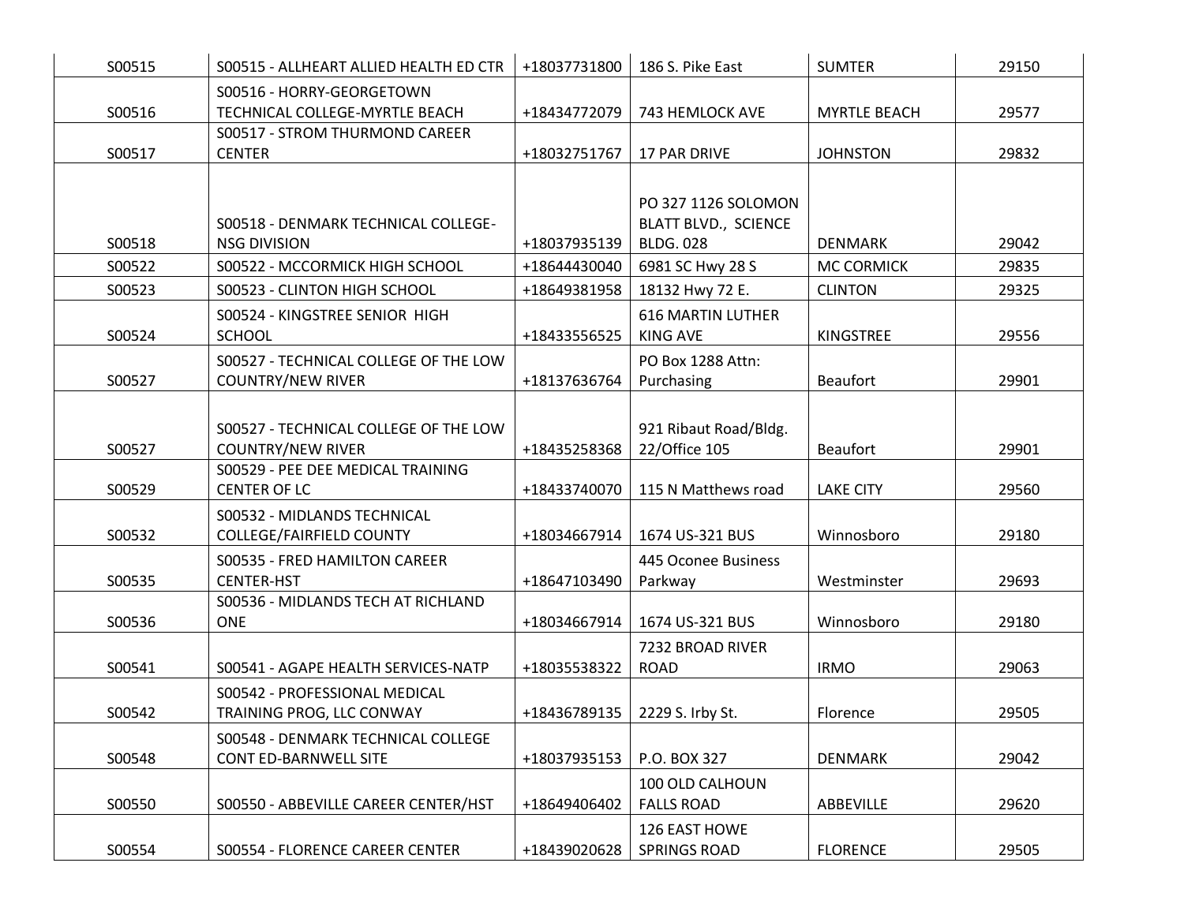| | | | | | |
|---|---|---|---|---|---|
| S00515 | S00515 - ALLHEART ALLIED HEALTH ED CTR | +18037731800 | 186 S. Pike East | SUMTER | 29150 |
| S00516 | S00516 - HORRY-GEORGETOWN TECHNICAL COLLEGE-MYRTLE BEACH | +18434772079 | 743 HEMLOCK AVE | MYRTLE BEACH | 29577 |
| S00517 | S00517 - STROM THURMOND CAREER CENTER | +18032751767 | 17 PAR DRIVE | JOHNSTON | 29832 |
| S00518 | S00518 - DENMARK TECHNICAL COLLEGE-NSG DIVISION | +18037935139 | PO 327 1126 SOLOMON BLATT BLVD., SCIENCE BLDG. 028 | DENMARK | 29042 |
| S00522 | S00522 - MCCORMICK HIGH SCHOOL | +18644430040 | 6981 SC Hwy 28 S | MC CORMICK | 29835 |
| S00523 | S00523 - CLINTON HIGH SCHOOL | +18649381958 | 18132 Hwy 72 E. | CLINTON | 29325 |
| S00524 | S00524 - KINGSTREE SENIOR HIGH SCHOOL | +18433556525 | 616 MARTIN LUTHER KING AVE | KINGSTREE | 29556 |
| S00527 | S00527 - TECHNICAL COLLEGE OF THE LOW COUNTRY/NEW RIVER | +18137636764 | PO Box 1288 Attn: Purchasing | Beaufort | 29901 |
| S00527 | S00527 - TECHNICAL COLLEGE OF THE LOW COUNTRY/NEW RIVER | +18435258368 | 921 Ribaut Road/Bldg. 22/Office 105 | Beaufort | 29901 |
| S00529 | S00529 - PEE DEE MEDICAL TRAINING CENTER OF LC | +18433740070 | 115 N Matthews road | LAKE CITY | 29560 |
| S00532 | S00532 - MIDLANDS TECHNICAL COLLEGE/FAIRFIELD COUNTY | +18034667914 | 1674 US-321 BUS | Winnosboro | 29180 |
| S00535 | S00535 - FRED HAMILTON CAREER CENTER-HST | +18647103490 | 445 Oconee Business Parkway | Westminster | 29693 |
| S00536 | S00536 - MIDLANDS TECH AT RICHLAND ONE | +18034667914 | 1674 US-321 BUS | Winnosboro | 29180 |
| S00541 | S00541 - AGAPE HEALTH SERVICES-NATP | +18035538322 | 7232 BROAD RIVER ROAD | IRMO | 29063 |
| S00542 | S00542 - PROFESSIONAL MEDICAL TRAINING PROG, LLC CONWAY | +18436789135 | 2229 S. Irby St. | Florence | 29505 |
| S00548 | S00548 - DENMARK TECHNICAL COLLEGE CONT ED-BARNWELL SITE | +18037935153 | P.O. BOX 327 | DENMARK | 29042 |
| S00550 | S00550 - ABBEVILLE CAREER CENTER/HST | +18649406402 | 100 OLD CALHOUN FALLS ROAD | ABBEVILLE | 29620 |
| S00554 | S00554 - FLORENCE CAREER CENTER | +18439020628 | 126 EAST HOWE SPRINGS ROAD | FLORENCE | 29505 |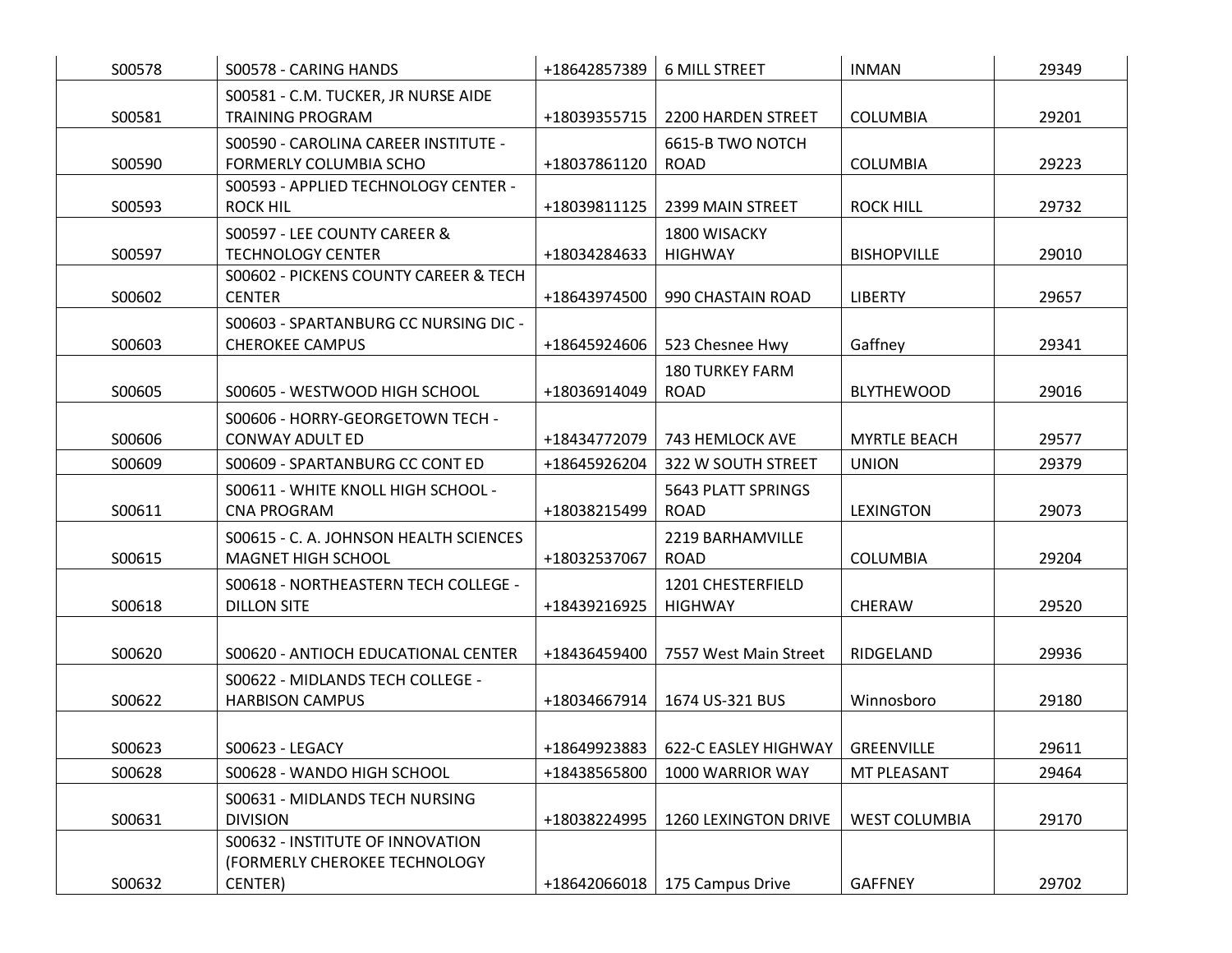| S00578 | S00578 - CARING HANDS | +18642857389 | 6 MILL STREET | INMAN | 29349 |
|---|---|---|---|---|---|
| S00581 | S00581 - C.M. TUCKER, JR NURSE AIDE TRAINING PROGRAM | +18039355715 | 2200 HARDEN STREET | COLUMBIA | 29201 |
| S00590 | S00590 - CAROLINA CAREER INSTITUTE - FORMERLY COLUMBIA SCHO | +18037861120 | 6615-B TWO NOTCH ROAD | COLUMBIA | 29223 |
| S00593 | S00593 - APPLIED TECHNOLOGY CENTER - ROCK HIL | +18039811125 | 2399 MAIN STREET | ROCK HILL | 29732 |
| S00597 | S00597 - LEE COUNTY CAREER & TECHNOLOGY CENTER | +18034284633 | 1800 WISACKY HIGHWAY | BISHOPVILLE | 29010 |
| S00602 | S00602 - PICKENS COUNTY CAREER & TECH CENTER | +18643974500 | 990 CHASTAIN ROAD | LIBERTY | 29657 |
| S00603 | S00603 - SPARTANBURG CC NURSING DIC - CHEROKEE CAMPUS | +18645924606 | 523 Chesnee Hwy | Gaffney | 29341 |
| S00605 | S00605 - WESTWOOD HIGH SCHOOL | +18036914049 | 180 TURKEY FARM ROAD | BLYTHEWOOD | 29016 |
| S00606 | S00606 - HORRY-GEORGETOWN TECH - CONWAY ADULT ED | +18434772079 | 743 HEMLOCK AVE | MYRTLE BEACH | 29577 |
| S00609 | S00609 - SPARTANBURG CC CONT ED | +18645926204 | 322 W SOUTH STREET | UNION | 29379 |
| S00611 | S00611 - WHITE KNOLL HIGH SCHOOL - CNA PROGRAM | +18038215499 | 5643 PLATT SPRINGS ROAD | LEXINGTON | 29073 |
| S00615 | S00615 - C. A. JOHNSON HEALTH SCIENCES MAGNET HIGH SCHOOL | +18032537067 | 2219 BARHAMVILLE ROAD | COLUMBIA | 29204 |
| S00618 | S00618 - NORTHEASTERN TECH COLLEGE - DILLON SITE | +18439216925 | 1201 CHESTERFIELD HIGHWAY | CHERAW | 29520 |
| S00620 | S00620 - ANTIOCH EDUCATIONAL CENTER | +18436459400 | 7557 West Main Street | RIDGELAND | 29936 |
| S00622 | S00622 - MIDLANDS TECH COLLEGE - HARBISON CAMPUS | +18034667914 | 1674 US-321 BUS | Winnosboro | 29180 |
| S00623 | S00623 - LEGACY | +18649923883 | 622-C EASLEY HIGHWAY | GREENVILLE | 29611 |
| S00628 | S00628 - WANDO HIGH SCHOOL | +18438565800 | 1000 WARRIOR WAY | MT PLEASANT | 29464 |
| S00631 | S00631 - MIDLANDS TECH NURSING DIVISION | +18038224995 | 1260 LEXINGTON DRIVE | WEST COLUMBIA | 29170 |
| S00632 | S00632 - INSTITUTE OF INNOVATION (FORMERLY CHEROKEE TECHNOLOGY CENTER) | +18642066018 | 175 Campus Drive | GAFFNEY | 29702 |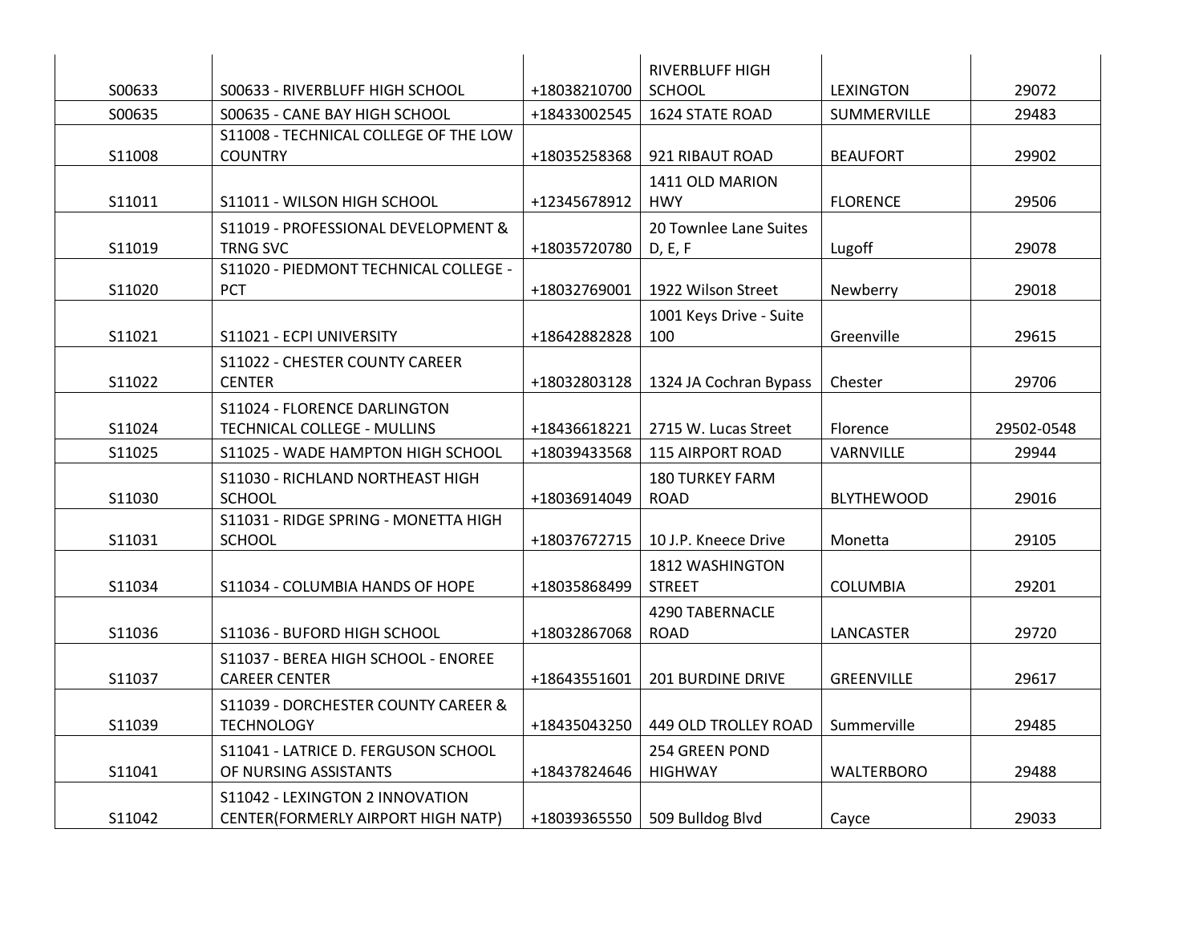| | | | | | |
|---|---|---|---|---|---|
| S00633 | S00633 - RIVERBLUFF HIGH SCHOOL | +18038210700 | RIVERBLUFF HIGH SCHOOL | LEXINGTON | 29072 |
| S00635 | S00635 - CANE BAY HIGH SCHOOL | +18433002545 | 1624 STATE ROAD | SUMMERVILLE | 29483 |
| S11008 | S11008 - TECHNICAL COLLEGE OF THE LOW COUNTRY | +18035258368 | 921 RIBAUT ROAD | BEAUFORT | 29902 |
| S11011 | S11011 - WILSON HIGH SCHOOL | +12345678912 | 1411 OLD MARION HWY | FLORENCE | 29506 |
| S11019 | S11019 - PROFESSIONAL DEVELOPMENT & TRNG SVC | +18035720780 | 20 Townlee Lane Suites D, E, F | Lugoff | 29078 |
| S11020 | S11020 - PIEDMONT TECHNICAL COLLEGE - PCT | +18032769001 | 1922 Wilson Street | Newberry | 29018 |
| S11021 | S11021 - ECPI UNIVERSITY | +18642882828 | 1001 Keys Drive - Suite 100 | Greenville | 29615 |
| S11022 | S11022 - CHESTER COUNTY CAREER CENTER | +18032803128 | 1324 JA Cochran Bypass | Chester | 29706 |
| S11024 | S11024 - FLORENCE DARLINGTON TECHNICAL COLLEGE - MULLINS | +18436618221 | 2715 W. Lucas Street | Florence | 29502-0548 |
| S11025 | S11025 - WADE HAMPTON HIGH SCHOOL | +18039433568 | 115 AIRPORT ROAD | VARNVILLE | 29944 |
| S11030 | S11030 - RICHLAND NORTHEAST HIGH SCHOOL | +18036914049 | 180 TURKEY FARM ROAD | BLYTHEWOOD | 29016 |
| S11031 | S11031 - RIDGE SPRING - MONETTA HIGH SCHOOL | +18037672715 | 10 J.P. Kneece Drive | Monetta | 29105 |
| S11034 | S11034 - COLUMBIA HANDS OF HOPE | +18035868499 | 1812 WASHINGTON STREET | COLUMBIA | 29201 |
| S11036 | S11036 - BUFORD HIGH SCHOOL | +18032867068 | 4290 TABERNACLE ROAD | LANCASTER | 29720 |
| S11037 | S11037 - BEREA HIGH SCHOOL - ENOREE CAREER CENTER | +18643551601 | 201 BURDINE DRIVE | GREENVILLE | 29617 |
| S11039 | S11039 - DORCHESTER COUNTY CAREER & TECHNOLOGY | +18435043250 | 449 OLD TROLLEY ROAD | Summerville | 29485 |
| S11041 | S11041 - LATRICE D. FERGUSON SCHOOL OF NURSING ASSISTANTS | +18437824646 | 254 GREEN POND HIGHWAY | WALTERBORO | 29488 |
| S11042 | S11042 - LEXINGTON 2 INNOVATION CENTER(FORMERLY AIRPORT HIGH NATP) | +18039365550 | 509 Bulldog Blvd | Cayce | 29033 |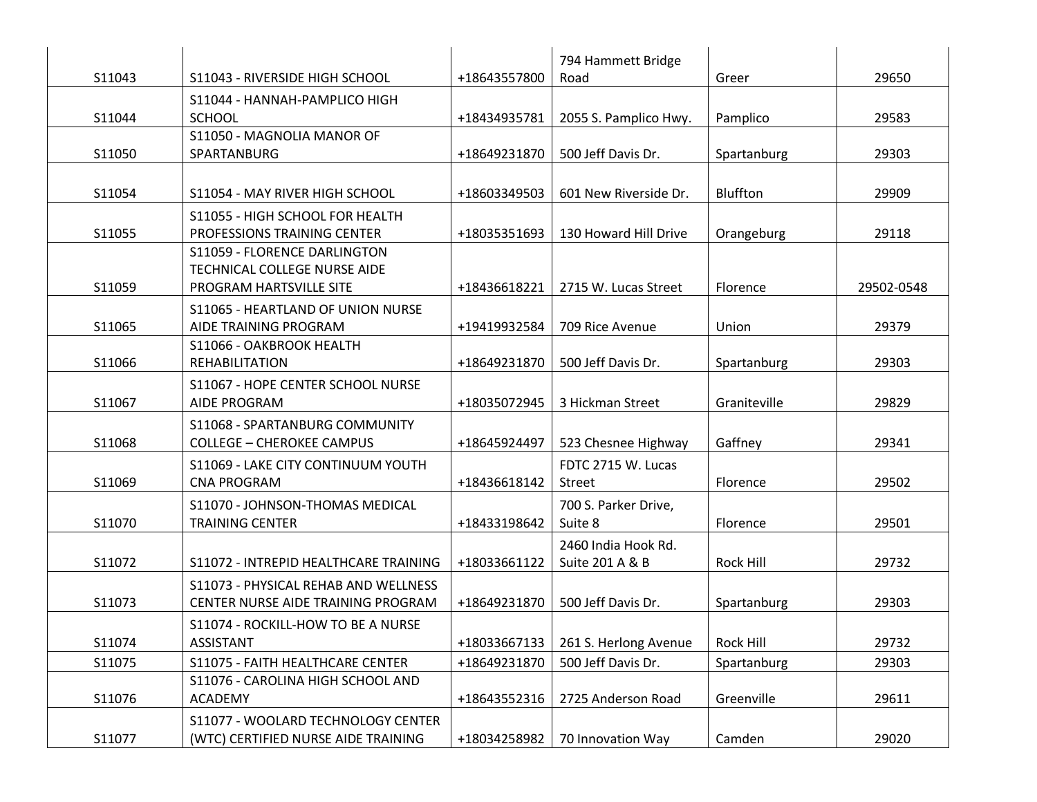| | | | | | |
|---|---|---|---|---|---|
| S11043 | S11043 - RIVERSIDE HIGH SCHOOL | +18643557800 | 794 Hammett Bridge Road | Greer | 29650 |
| S11044 | S11044 - HANNAH-PAMPLICO HIGH SCHOOL | +18434935781 | 2055 S. Pamplico Hwy. | Pamplico | 29583 |
| S11050 | S11050 - MAGNOLIA MANOR OF SPARTANBURG | +18649231870 | 500 Jeff Davis Dr. | Spartanburg | 29303 |
| S11054 | S11054 - MAY RIVER HIGH SCHOOL | +18603349503 | 601 New Riverside Dr. | Bluffton | 29909 |
| S11055 | S11055 - HIGH SCHOOL FOR HEALTH PROFESSIONS TRAINING CENTER | +18035351693 | 130 Howard Hill Drive | Orangeburg | 29118 |
| S11059 | S11059 - FLORENCE DARLINGTON TECHNICAL COLLEGE NURSE AIDE PROGRAM HARTSVILLE SITE | +18436618221 | 2715 W. Lucas Street | Florence | 29502-0548 |
| S11065 | S11065 - HEARTLAND OF UNION NURSE AIDE TRAINING PROGRAM | +19419932584 | 709 Rice Avenue | Union | 29379 |
| S11066 | S11066 - OAKBROOK HEALTH REHABILITATION | +18649231870 | 500 Jeff Davis Dr. | Spartanburg | 29303 |
| S11067 | S11067 - HOPE CENTER SCHOOL NURSE AIDE PROGRAM | +18035072945 | 3 Hickman Street | Graniteville | 29829 |
| S11068 | S11068 - SPARTANBURG COMMUNITY COLLEGE – CHEROKEE CAMPUS | +18645924497 | 523 Chesnee Highway | Gaffney | 29341 |
| S11069 | S11069 - LAKE CITY CONTINUUM YOUTH CNA PROGRAM | +18436618142 | FDTC 2715 W. Lucas Street | Florence | 29502 |
| S11070 | S11070 - JOHNSON-THOMAS MEDICAL TRAINING CENTER | +18433198642 | 700 S. Parker Drive, Suite 8 | Florence | 29501 |
| S11072 | S11072 - INTREPID HEALTHCARE TRAINING | +18033661122 | 2460 India Hook Rd. Suite 201 A & B | Rock Hill | 29732 |
| S11073 | S11073 - PHYSICAL REHAB AND WELLNESS CENTER NURSE AIDE TRAINING PROGRAM | +18649231870 | 500 Jeff Davis Dr. | Spartanburg | 29303 |
| S11074 | S11074 - ROCKILL-HOW TO BE A NURSE ASSISTANT | +18033667133 | 261 S. Herlong Avenue | Rock Hill | 29732 |
| S11075 | S11075 - FAITH HEALTHCARE CENTER | +18649231870 | 500 Jeff Davis Dr. | Spartanburg | 29303 |
| S11076 | S11076 - CAROLINA HIGH SCHOOL AND ACADEMY | +18643552316 | 2725 Anderson Road | Greenville | 29611 |
| S11077 | S11077 - WOOLARD TECHNOLOGY CENTER (WTC) CERTIFIED NURSE AIDE TRAINING | +18034258982 | 70 Innovation Way | Camden | 29020 |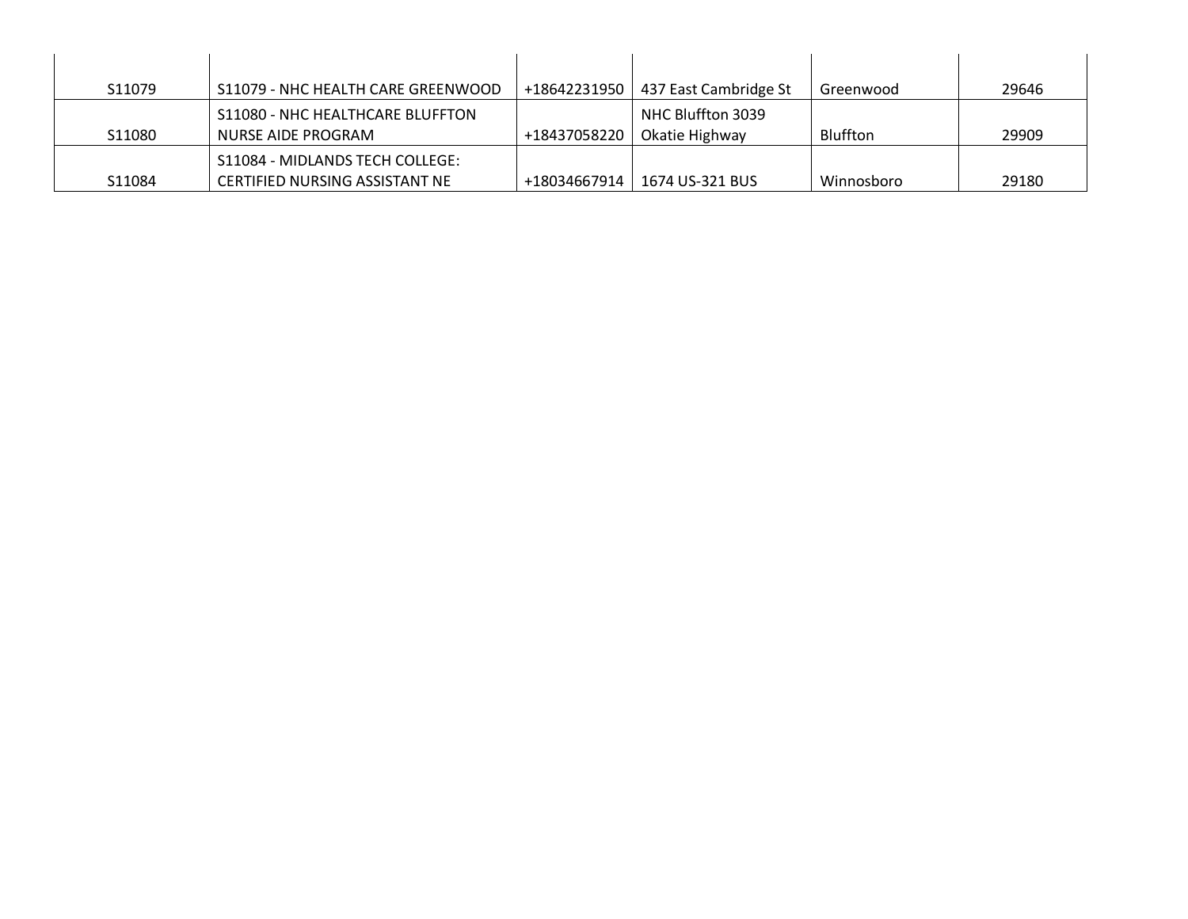| | | | | | |
|---|---|---|---|---|---|
| S11079 | S11079 - NHC HEALTH CARE GREENWOOD | +18642231950 | 437 East Cambridge St | Greenwood | 29646 |
| S11080 | S11080 - NHC HEALTHCARE BLUFFTON NURSE AIDE PROGRAM | +18437058220 | NHC Bluffton 3039 Okatie Highway | Bluffton | 29909 |
| S11084 | S11084 - MIDLANDS TECH COLLEGE: CERTIFIED NURSING ASSISTANT NE | +18034667914 | 1674 US-321 BUS | Winnosboro | 29180 |